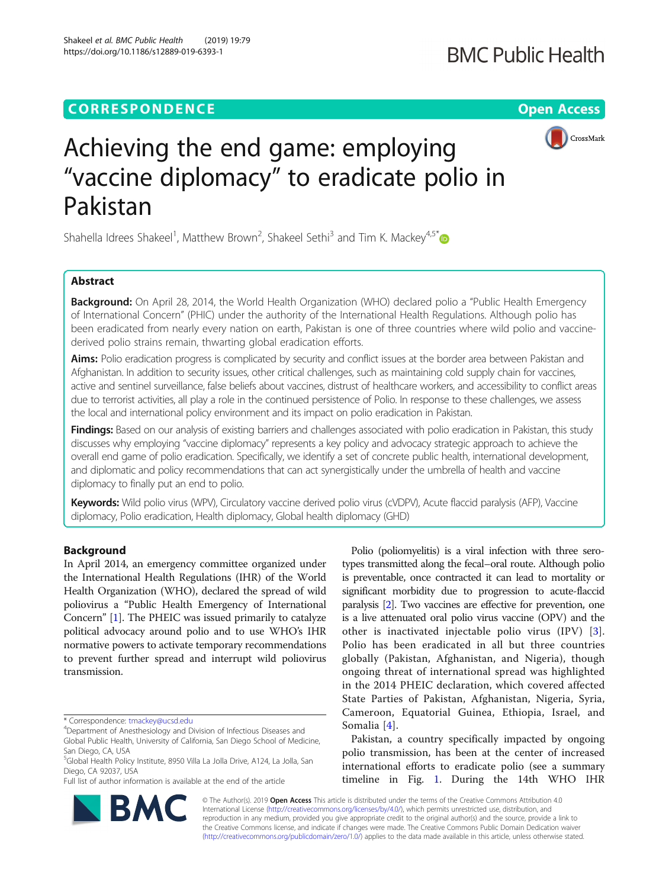CORRESPONDENCE

Open Access

# Achieving the end game: employing "vaccine diplomacy" to eradicate polio in Pakistan

Shahella Idrees Shakeel[1], Matthew Brown[2], Shakeel Sethi[3] and Tim K. Mackey[4,5*]

## Abstract

**Background:** On April 28, 2014, the World Health Organization (WHO) declared polio a "Public Health Emergency of International Concern" (PHIC) under the authority of the International Health Regulations. Although polio has been eradicated from nearly every nation on earth, Pakistan is one of three countries where wild polio and vaccine-derived polio strains remain, thwarting global eradication efforts.

**Aims:** Polio eradication progress is complicated by security and conflict issues at the border area between Pakistan and Afghanistan. In addition to security issues, other critical challenges, such as maintaining cold supply chain for vaccines, active and sentinel surveillance, false beliefs about vaccines, distrust of healthcare workers, and accessibility to conflict areas due to terrorist activities, all play a role in the continued persistence of Polio. In response to these challenges, we assess the local and international policy environment and its impact on polio eradication in Pakistan.

**Findings:** Based on our analysis of existing barriers and challenges associated with polio eradication in Pakistan, this study discusses why employing "vaccine diplomacy" represents a key policy and advocacy strategic approach to achieve the overall end game of polio eradication. Specifically, we identify a set of concrete public health, international development, and diplomatic and policy recommendations that can act synergistically under the umbrella of health and vaccine diplomacy to finally put an end to polio.

**Keywords:** Wild polio virus (WPV), Circulatory vaccine derived polio virus (cVDPV), Acute flaccid paralysis (AFP), Vaccine diplomacy, Polio eradication, Health diplomacy, Global health diplomacy (GHD)

## Background

In April 2014, an emergency committee organized under the International Health Regulations (IHR) of the World Health Organization (WHO), declared the spread of wild poliovirus a "Public Health Emergency of International Concern" [1]. The PHEIC was issued primarily to catalyze political advocacy around polio and to use WHO's IHR normative powers to activate temporary recommendations to prevent further spread and interrupt wild poliovirus transmission.

Polio (poliomyelitis) is a viral infection with three serotypes transmitted along the fecal–oral route. Although polio is preventable, once contracted it can lead to mortality or significant morbidity due to progression to acute-flaccid paralysis [2]. Two vaccines are effective for prevention, one is a live attenuated oral polio virus vaccine (OPV) and the other is inactivated injectable polio virus (IPV) [3]. Polio has been eradicated in all but three countries globally (Pakistan, Afghanistan, and Nigeria), though ongoing threat of international spread was highlighted in the 2014 PHEIC declaration, which covered affected State Parties of Pakistan, Afghanistan, Nigeria, Syria, Cameroon, Equatorial Guinea, Ethiopia, Israel, and Somalia [4].

Pakistan, a country specifically impacted by ongoing polio transmission, has been at the center of increased international efforts to eradicate polio (see a summary timeline in Fig. 1. During the 14th WHO IHR

\* Correspondence: tmackey@ucsd.edu
[4]Department of Anesthesiology and Division of Infectious Diseases and Global Public Health, University of California, San Diego School of Medicine, San Diego, CA, USA
[5]Global Health Policy Institute, 8950 Villa La Jolla Drive, A124, La Jolla, San Diego, CA 92037, USA
Full list of author information is available at the end of the article

© The Author(s). 2019 **Open Access** This article is distributed under the terms of the Creative Commons Attribution 4.0 International License (http://creativecommons.org/licenses/by/4.0/), which permits unrestricted use, distribution, and reproduction in any medium, provided you give appropriate credit to the original author(s) and the source, provide a link to the Creative Commons license, and indicate if changes were made. The Creative Commons Public Domain Dedication waiver (http://creativecommons.org/publicdomain/zero/1.0/) applies to the data made available in this article, unless otherwise stated.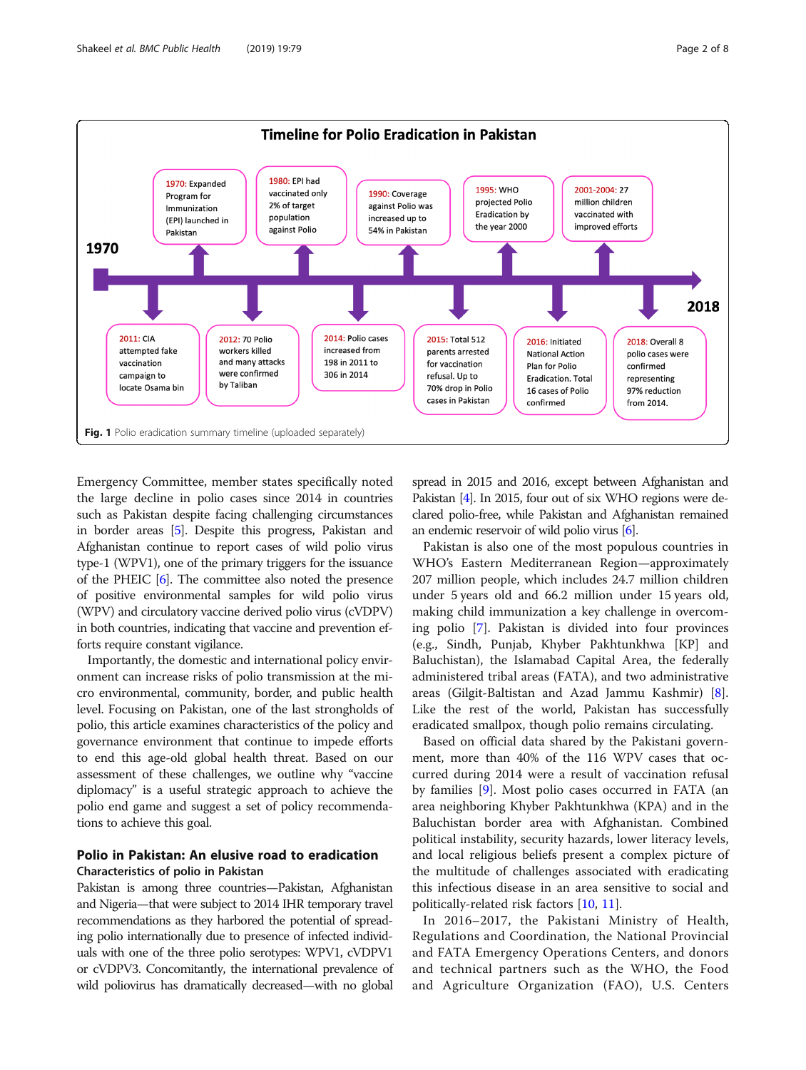**Timeline for Polio Eradication in Pakistan**

1970

- 1970: Expanded Program for Immunization (EPI) launched in Pakistan
- 1980: EPI had vaccinated only 2% of target population against Polio
- 1990: Coverage against Polio was increased up to 54% in Pakistan
- 1995: WHO projected Polio Eradication by the year 2000
- 2001-2004: 27 million children vaccinated with improved efforts
- 2011: CIA attempted fake vaccination campaign to locate Osama bin
- 2012: 70 Polio workers killed and many attacks were confirmed by Taliban
- 2014: Polio cases increased from 198 in 2011 to 306 in 2014
- 2015: Total 512 parents arrested for vaccination refusal. Up to 70% drop in Polio cases in Pakistan
- 2016: Initiated National Action Plan for Polio Eradication. Total 16 cases of Polio confirmed
- 2018: Overall 8 polio cases were confirmed representing 97% reduction from 2014.

2018

**Fig. 1** Polio eradication summary timeline (uploaded separately)

Emergency Committee, member states specifically noted the large decline in polio cases since 2014 in countries such as Pakistan despite facing challenging circumstances in border areas [5]. Despite this progress, Pakistan and Afghanistan continue to report cases of wild polio virus type-1 (WPV1), one of the primary triggers for the issuance of the PHEIC [6]. The committee also noted the presence of positive environmental samples for wild polio virus (WPV) and circulatory vaccine derived polio virus (cVDPV) in both countries, indicating that vaccine and prevention efforts require constant vigilance.

Importantly, the domestic and international policy environment can increase risks of polio transmission at the micro environmental, community, border, and public health level. Focusing on Pakistan, one of the last strongholds of polio, this article examines characteristics of the policy and governance environment that continue to impede efforts to end this age-old global health threat. Based on our assessment of these challenges, we outline why "vaccine diplomacy" is a useful strategic approach to achieve the polio end game and suggest a set of policy recommendations to achieve this goal.

## Polio in Pakistan: An elusive road to eradication

### Characteristics of polio in Pakistan

Pakistan is among three countries—Pakistan, Afghanistan and Nigeria—that were subject to 2014 IHR temporary travel recommendations as they harbored the potential of spreading polio internationally due to presence of infected individuals with one of the three polio serotypes: WPV1, cVDPV1 or cVDPV3. Concomitantly, the international prevalence of wild poliovirus has dramatically decreased—with no global spread in 2015 and 2016, except between Afghanistan and Pakistan [4]. In 2015, four out of six WHO regions were declared polio-free, while Pakistan and Afghanistan remained an endemic reservoir of wild polio virus [6].

Pakistan is also one of the most populous countries in WHO's Eastern Mediterranean Region—approximately 207 million people, which includes 24.7 million children under 5 years old and 66.2 million under 15 years old, making child immunization a key challenge in overcoming polio [7]. Pakistan is divided into four provinces (e.g., Sindh, Punjab, Khyber Pakhtunkhwa [KP] and Baluchistan), the Islamabad Capital Area, the federally administered tribal areas (FATA), and two administrative areas (Gilgit-Baltistan and Azad Jammu Kashmir) [8]. Like the rest of the world, Pakistan has successfully eradicated smallpox, though polio remains circulating.

Based on official data shared by the Pakistani government, more than 40% of the 116 WPV cases that occurred during 2014 were a result of vaccination refusal by families [9]. Most polio cases occurred in FATA (an area neighboring Khyber Pakhtunkhwa (KPA) and in the Baluchistan border area with Afghanistan. Combined political instability, security hazards, lower literacy levels, and local religious beliefs present a complex picture of the multitude of challenges associated with eradicating this infectious disease in an area sensitive to social and politically-related risk factors [10, 11].

In 2016–2017, the Pakistani Ministry of Health, Regulations and Coordination, the National Provincial and FATA Emergency Operations Centers, and donors and technical partners such as the WHO, the Food and Agriculture Organization (FAO), U.S. Centers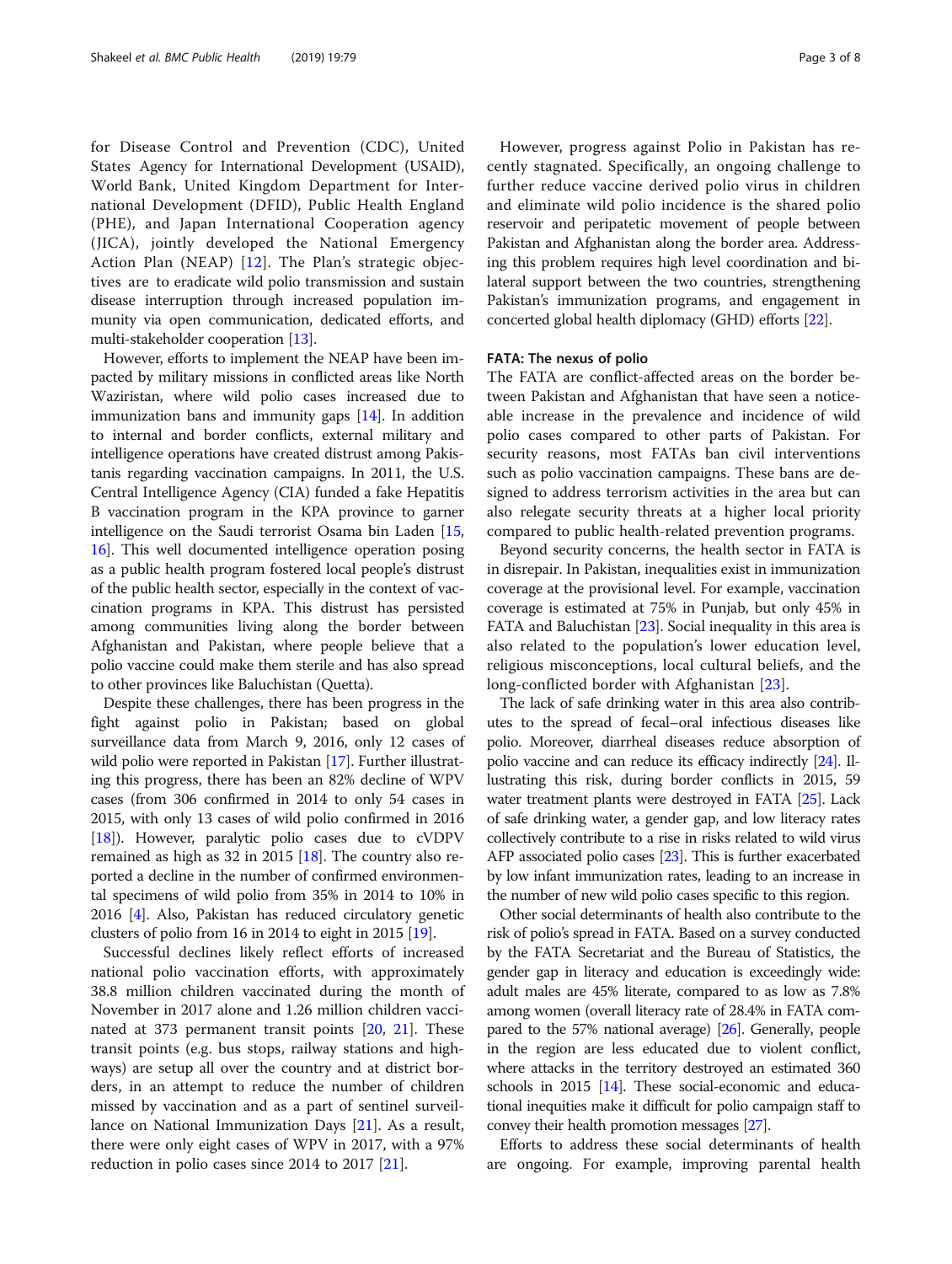for Disease Control and Prevention (CDC), United States Agency for International Development (USAID), World Bank, United Kingdom Department for International Development (DFID), Public Health England (PHE), and Japan International Cooperation agency (JICA), jointly developed the National Emergency Action Plan (NEAP) [12]. The Plan's strategic objectives are to eradicate wild polio transmission and sustain disease interruption through increased population immunity via open communication, dedicated efforts, and multi-stakeholder cooperation [13].

However, efforts to implement the NEAP have been impacted by military missions in conflicted areas like North Waziristan, where wild polio cases increased due to immunization bans and immunity gaps [14]. In addition to internal and border conflicts, external military and intelligence operations have created distrust among Pakistanis regarding vaccination campaigns. In 2011, the U.S. Central Intelligence Agency (CIA) funded a fake Hepatitis B vaccination program in the KPA province to garner intelligence on the Saudi terrorist Osama bin Laden [15, 16]. This well documented intelligence operation posing as a public health program fostered local people's distrust of the public health sector, especially in the context of vaccination programs in KPA. This distrust has persisted among communities living along the border between Afghanistan and Pakistan, where people believe that a polio vaccine could make them sterile and has also spread to other provinces like Baluchistan (Quetta).

Despite these challenges, there has been progress in the fight against polio in Pakistan; based on global surveillance data from March 9, 2016, only 12 cases of wild polio were reported in Pakistan [17]. Further illustrating this progress, there has been an 82% decline of WPV cases (from 306 confirmed in 2014 to only 54 cases in 2015, with only 13 cases of wild polio confirmed in 2016 [18]). However, paralytic polio cases due to cVDPV remained as high as 32 in 2015 [18]. The country also reported a decline in the number of confirmed environmental specimens of wild polio from 35% in 2014 to 10% in 2016 [4]. Also, Pakistan has reduced circulatory genetic clusters of polio from 16 in 2014 to eight in 2015 [19].

Successful declines likely reflect efforts of increased national polio vaccination efforts, with approximately 38.8 million children vaccinated during the month of November in 2017 alone and 1.26 million children vaccinated at 373 permanent transit points [20, 21]. These transit points (e.g. bus stops, railway stations and highways) are setup all over the country and at district borders, in an attempt to reduce the number of children missed by vaccination and as a part of sentinel surveillance on National Immunization Days [21]. As a result, there were only eight cases of WPV in 2017, with a 97% reduction in polio cases since 2014 to 2017 [21].

However, progress against Polio in Pakistan has recently stagnated. Specifically, an ongoing challenge to further reduce vaccine derived polio virus in children and eliminate wild polio incidence is the shared polio reservoir and peripatetic movement of people between Pakistan and Afghanistan along the border area. Addressing this problem requires high level coordination and bilateral support between the two countries, strengthening Pakistan's immunization programs, and engagement in concerted global health diplomacy (GHD) efforts [22].

### FATA: The nexus of polio

The FATA are conflict-affected areas on the border between Pakistan and Afghanistan that have seen a noticeable increase in the prevalence and incidence of wild polio cases compared to other parts of Pakistan. For security reasons, most FATAs ban civil interventions such as polio vaccination campaigns. These bans are designed to address terrorism activities in the area but can also relegate security threats at a higher local priority compared to public health-related prevention programs.

Beyond security concerns, the health sector in FATA is in disrepair. In Pakistan, inequalities exist in immunization coverage at the provisional level. For example, vaccination coverage is estimated at 75% in Punjab, but only 45% in FATA and Baluchistan [23]. Social inequality in this area is also related to the population's lower education level, religious misconceptions, local cultural beliefs, and the long-conflicted border with Afghanistan [23].

The lack of safe drinking water in this area also contributes to the spread of fecal–oral infectious diseases like polio. Moreover, diarrheal diseases reduce absorption of polio vaccine and can reduce its efficacy indirectly [24]. Illustrating this risk, during border conflicts in 2015, 59 water treatment plants were destroyed in FATA [25]. Lack of safe drinking water, a gender gap, and low literacy rates collectively contribute to a rise in risks related to wild virus AFP associated polio cases [23]. This is further exacerbated by low infant immunization rates, leading to an increase in the number of new wild polio cases specific to this region.

Other social determinants of health also contribute to the risk of polio's spread in FATA. Based on a survey conducted by the FATA Secretariat and the Bureau of Statistics, the gender gap in literacy and education is exceedingly wide: adult males are 45% literate, compared to as low as 7.8% among women (overall literacy rate of 28.4% in FATA compared to the 57% national average) [26]. Generally, people in the region are less educated due to violent conflict, where attacks in the territory destroyed an estimated 360 schools in 2015 [14]. These social-economic and educational inequities make it difficult for polio campaign staff to convey their health promotion messages [27].

Efforts to address these social determinants of health are ongoing. For example, improving parental health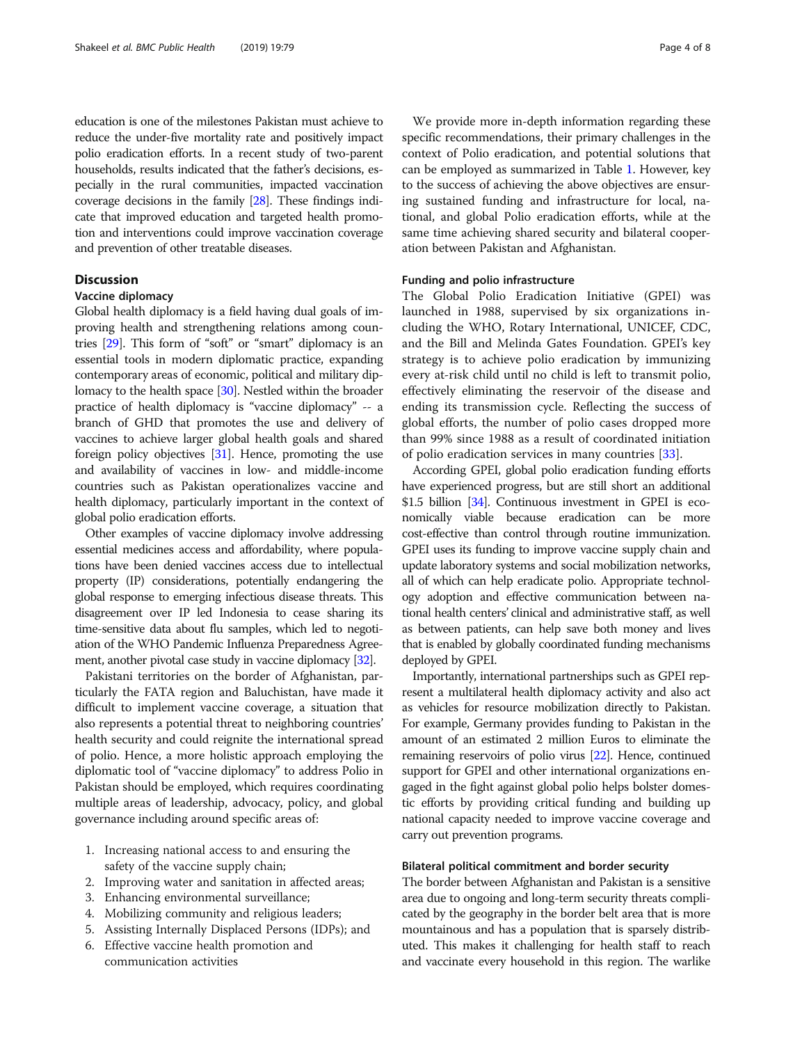education is one of the milestones Pakistan must achieve to reduce the under-five mortality rate and positively impact polio eradication efforts. In a recent study of two-parent households, results indicated that the father's decisions, especially in the rural communities, impacted vaccination coverage decisions in the family [28]. These findings indicate that improved education and targeted health promotion and interventions could improve vaccination coverage and prevention of other treatable diseases.

## Discussion

### Vaccine diplomacy

Global health diplomacy is a field having dual goals of improving health and strengthening relations among countries [29]. This form of "soft" or "smart" diplomacy is an essential tools in modern diplomatic practice, expanding contemporary areas of economic, political and military diplomacy to the health space [30]. Nestled within the broader practice of health diplomacy is "vaccine diplomacy" -- a branch of GHD that promotes the use and delivery of vaccines to achieve larger global health goals and shared foreign policy objectives [31]. Hence, promoting the use and availability of vaccines in low- and middle-income countries such as Pakistan operationalizes vaccine and health diplomacy, particularly important in the context of global polio eradication efforts.

Other examples of vaccine diplomacy involve addressing essential medicines access and affordability, where populations have been denied vaccines access due to intellectual property (IP) considerations, potentially endangering the global response to emerging infectious disease threats. This disagreement over IP led Indonesia to cease sharing its time-sensitive data about flu samples, which led to negotiation of the WHO Pandemic Influenza Preparedness Agreement, another pivotal case study in vaccine diplomacy [32].

Pakistani territories on the border of Afghanistan, particularly the FATA region and Baluchistan, have made it difficult to implement vaccine coverage, a situation that also represents a potential threat to neighboring countries' health security and could reignite the international spread of polio. Hence, a more holistic approach employing the diplomatic tool of "vaccine diplomacy" to address Polio in Pakistan should be employed, which requires coordinating multiple areas of leadership, advocacy, policy, and global governance including around specific areas of:

1. Increasing national access to and ensuring the safety of the vaccine supply chain;
2. Improving water and sanitation in affected areas;
3. Enhancing environmental surveillance;
4. Mobilizing community and religious leaders;
5. Assisting Internally Displaced Persons (IDPs); and
6. Effective vaccine health promotion and communication activities

We provide more in-depth information regarding these specific recommendations, their primary challenges in the context of Polio eradication, and potential solutions that can be employed as summarized in Table 1. However, key to the success of achieving the above objectives are ensuring sustained funding and infrastructure for local, national, and global Polio eradication efforts, while at the same time achieving shared security and bilateral cooperation between Pakistan and Afghanistan.

### Funding and polio infrastructure

The Global Polio Eradication Initiative (GPEI) was launched in 1988, supervised by six organizations including the WHO, Rotary International, UNICEF, CDC, and the Bill and Melinda Gates Foundation. GPEI's key strategy is to achieve polio eradication by immunizing every at-risk child until no child is left to transmit polio, effectively eliminating the reservoir of the disease and ending its transmission cycle. Reflecting the success of global efforts, the number of polio cases dropped more than 99% since 1988 as a result of coordinated initiation of polio eradication services in many countries [33].

According GPEI, global polio eradication funding efforts have experienced progress, but are still short an additional $1.5 billion [34]. Continuous investment in GPEI is economically viable because eradication can be more cost-effective than control through routine immunization. GPEI uses its funding to improve vaccine supply chain and update laboratory systems and social mobilization networks, all of which can help eradicate polio. Appropriate technology adoption and effective communication between national health centers' clinical and administrative staff, as well as between patients, can help save both money and lives that is enabled by globally coordinated funding mechanisms deployed by GPEI.

Importantly, international partnerships such as GPEI represent a multilateral health diplomacy activity and also act as vehicles for resource mobilization directly to Pakistan. For example, Germany provides funding to Pakistan in the amount of an estimated 2 million Euros to eliminate the remaining reservoirs of polio virus [22]. Hence, continued support for GPEI and other international organizations engaged in the fight against global polio helps bolster domestic efforts by providing critical funding and building up national capacity needed to improve vaccine coverage and carry out prevention programs.

### Bilateral political commitment and border security

The border between Afghanistan and Pakistan is a sensitive area due to ongoing and long-term security threats complicated by the geography in the border belt area that is more mountainous and has a population that is sparsely distributed. This makes it challenging for health staff to reach and vaccinate every household in this region. The warlike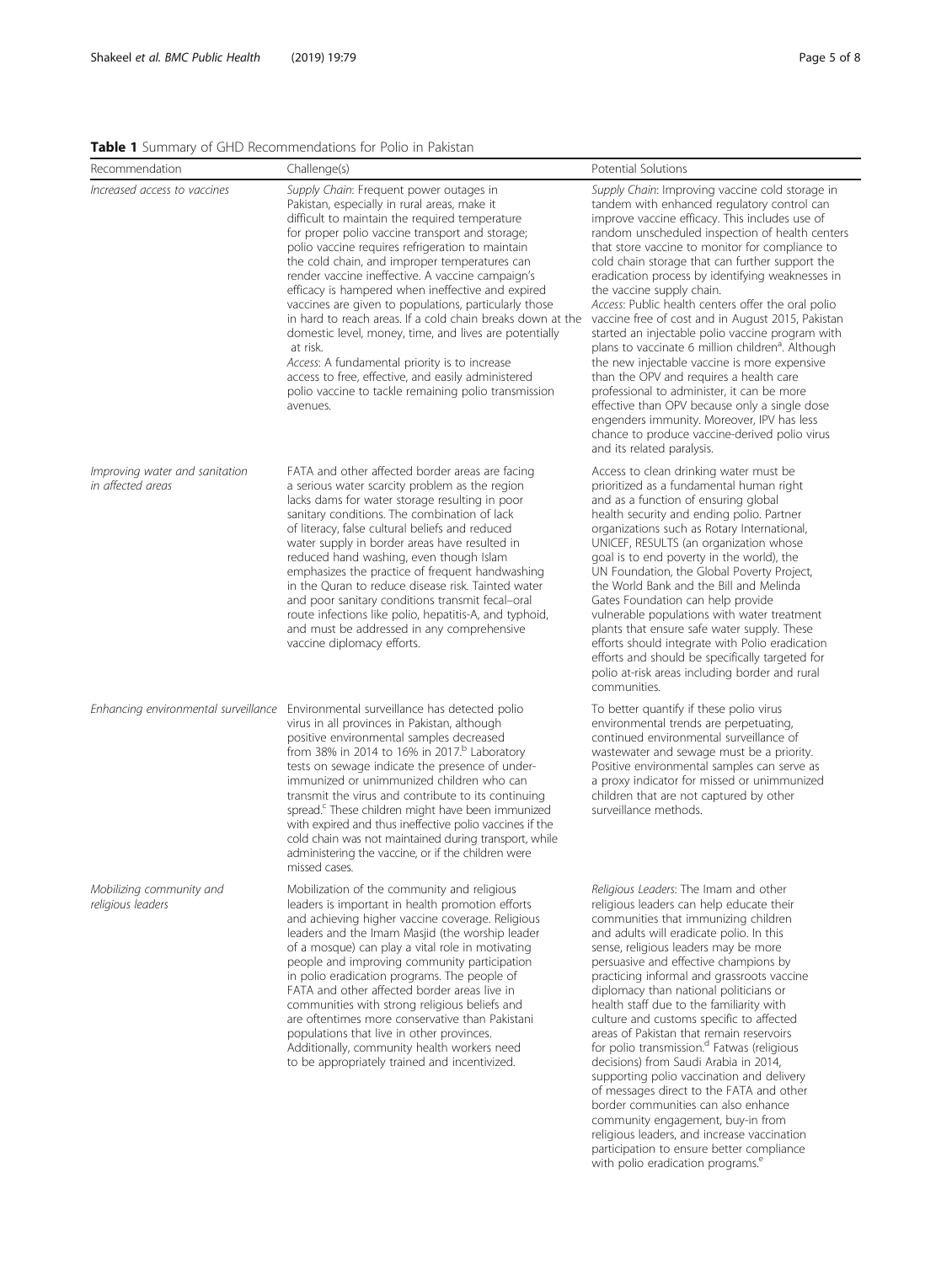**Table 1** Summary of GHD Recommendations for Polio in Pakistan

| Recommendation | Challenge(s) | Potential Solutions |
| --- | --- | --- |
| *Increased access to vaccines* | *Supply Chain*: Frequent power outages in Pakistan, especially in rural areas, make it difficult to maintain the required temperature for proper polio vaccine transport and storage; polio vaccine requires refrigeration to maintain the cold chain, and improper temperatures can render vaccine ineffective. A vaccine campaign's efficacy is hampered when ineffective and expired vaccines are given to populations, particularly those in hard to reach areas. If a cold chain breaks down at the domestic level, money, time, and lives are potentially at risk. *Access*: A fundamental priority is to increase access to free, effective, and easily administered polio vaccine to tackle remaining polio transmission avenues. | *Supply Chain*: Improving vaccine cold storage in tandem with enhanced regulatory control can improve vaccine efficacy. This includes use of random unscheduled inspection of health centers that store vaccine to monitor for compliance to cold chain storage that can further support the eradication process by identifying weaknesses in the vaccine supply chain. *Access*: Public health centers offer the oral polio vaccine free of cost and in August 2015, Pakistan started an injectable polio vaccine program with plans to vaccinate 6 million children[a]. Although the new injectable vaccine is more expensive than the OPV and requires a health care professional to administer, it can be more effective than OPV because only a single dose engenders immunity. Moreover, IPV has less chance to produce vaccine-derived polio virus and its related paralysis. |
| *Improving water and sanitation in affected areas* | FATA and other affected border areas are facing a serious water scarcity problem as the region lacks dams for water storage resulting in poor sanitary conditions. The combination of lack of literacy, false cultural beliefs and reduced water supply in border areas have resulted in reduced hand washing, even though Islam emphasizes the practice of frequent handwashing in the Quran to reduce disease risk. Tainted water and poor sanitary conditions transmit fecal–oral route infections like polio, hepatitis-A, and typhoid, and must be addressed in any comprehensive vaccine diplomacy efforts. | Access to clean drinking water must be prioritized as a fundamental human right and as a function of ensuring global health security and ending polio. Partner organizations such as Rotary International, UNICEF, RESULTS (an organization whose goal is to end poverty in the world), the UN Foundation, the Global Poverty Project, the World Bank and the Bill and Melinda Gates Foundation can help provide vulnerable populations with water treatment plants that ensure safe water supply. These efforts should integrate with Polio eradication efforts and should be specifically targeted for polio at-risk areas including border and rural communities. |
| *Enhancing environmental surveillance* | Environmental surveillance has detected polio virus in all provinces in Pakistan, although positive environmental samples decreased from 38% in 2014 to 16% in 2017.[b] Laboratory tests on sewage indicate the presence of under-immunized or unimmunized children who can transmit the virus and contribute to its continuing spread.[c] These children might have been immunized with expired and thus ineffective polio vaccines if the cold chain was not maintained during transport, while administering the vaccine, or if the children were missed cases. | To better quantify if these polio virus environmental trends are perpetuating, continued environmental surveillance of wastewater and sewage must be a priority. Positive environmental samples can serve as a proxy indicator for missed or unimmunized children that are not captured by other surveillance methods. |
| *Mobilizing community and religious leaders* | Mobilization of the community and religious leaders is important in health promotion efforts and achieving higher vaccine coverage. Religious leaders and the Imam Masjid (the worship leader of a mosque) can play a vital role in motivating people and improving community participation in polio eradication programs. The people of FATA and other affected border areas live in communities with strong religious beliefs and are oftentimes more conservative than Pakistani populations that live in other provinces. Additionally, community health workers need to be appropriately trained and incentivized. | *Religious Leaders*: The Imam and other religious leaders can help educate their communities that immunizing children and adults will eradicate polio. In this sense, religious leaders may be more persuasive and effective champions by practicing informal and grassroots vaccine diplomacy than national politicians or health staff due to the familiarity with culture and customs specific to affected areas of Pakistan that remain reservoirs for polio transmission.[d] Fatwas (religious decisions) from Saudi Arabia in 2014, supporting polio vaccination and delivery of messages direct to the FATA and other border communities can also enhance community engagement, buy-in from religious leaders, and increase vaccination participation to ensure better compliance with polio eradication programs.[e] |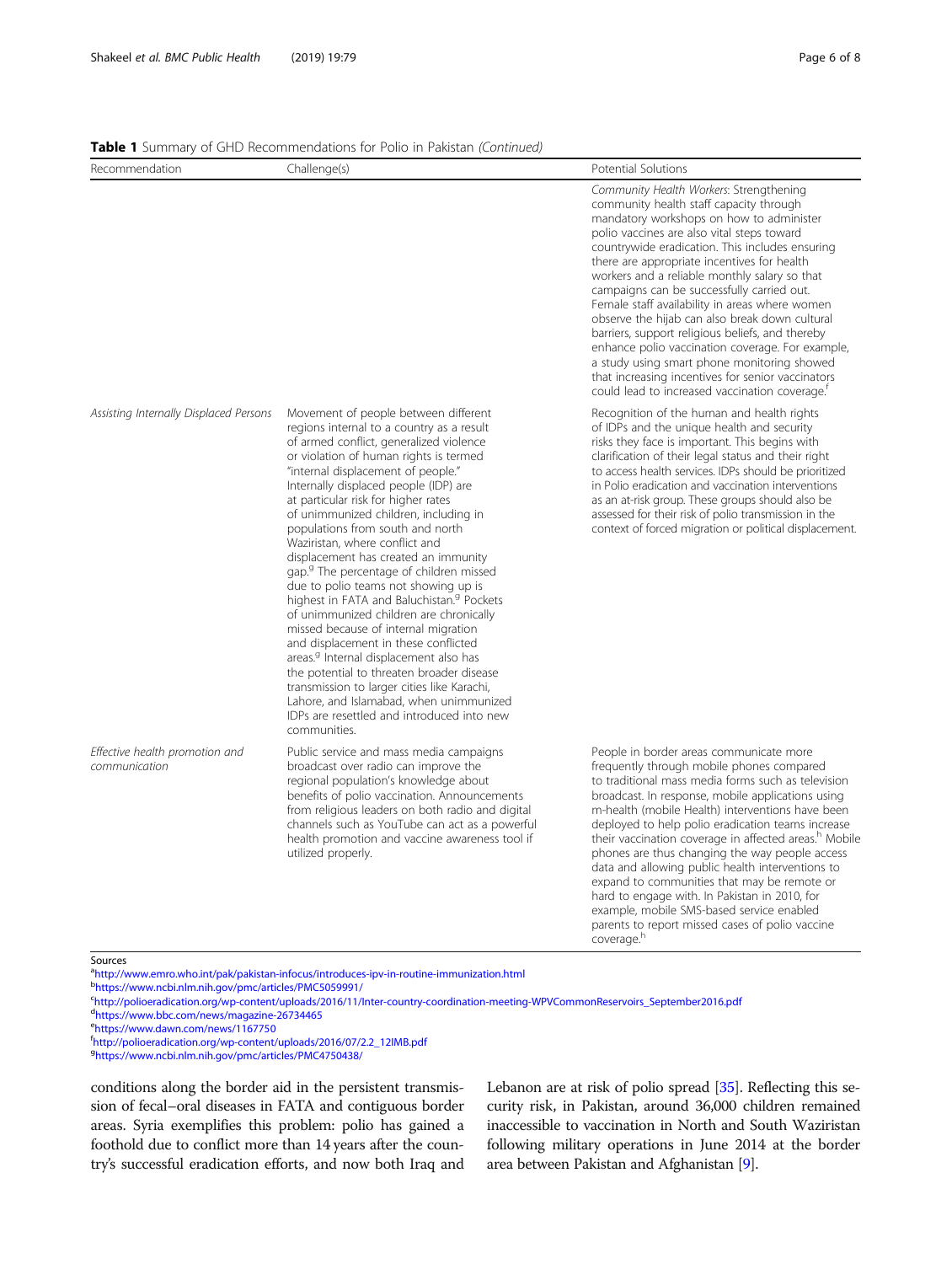**Table 1** Summary of GHD Recommendations for Polio in Pakistan *(Continued)*

| Recommendation | Challenge(s) | Potential Solutions |
|---|---|---|
| | | *Community Health Workers*: Strengthening community health staff capacity through mandatory workshops on how to administer polio vaccines are also vital steps toward countrywide eradication. This includes ensuring there are appropriate incentives for health workers and a reliable monthly salary so that campaigns can be successfully carried out. Female staff availability in areas where women observe the hijab can also break down cultural barriers, support religious beliefs, and thereby enhance polio vaccination coverage. For example, a study using smart phone monitoring showed that increasing incentives for senior vaccinators could lead to increased vaccination coverage.[f] |
| *Assisting Internally Displaced Persons* | Movement of people between different regions internal to a country as a result of armed conflict, generalized violence or violation of human rights is termed "internal displacement of people." Internally displaced people (IDP) are at particular risk for higher rates of unimmunized children, including in populations from south and north Waziristan, where conflict and displacement has created an immunity gap.[g] The percentage of children missed due to polio teams not showing up is highest in FATA and Baluchistan.[g] Pockets of unimmunized children are chronically missed because of internal migration and displacement in these conflicted areas.[g] Internal displacement also has the potential to threaten broader disease transmission to larger cities like Karachi, Lahore, and Islamabad, when unimmunized IDPs are resettled and introduced into new communities. | Recognition of the human and health rights of IDPs and the unique health and security risks they face is important. This begins with clarification of their legal status and their right to access health services. IDPs should be prioritized in Polio eradication and vaccination interventions as an at-risk group. These groups should also be assessed for their risk of polio transmission in the context of forced migration or political displacement. |
| *Effective health promotion and communication* | Public service and mass media campaigns broadcast over radio can improve the regional population's knowledge about benefits of polio vaccination. Announcements from religious leaders on both radio and digital channels such as YouTube can act as a powerful health promotion and vaccine awareness tool if utilized properly. | People in border areas communicate more frequently through mobile phones compared to traditional mass media forms such as television broadcast. In response, mobile applications using m-health (mobile Health) interventions have been deployed to help polio eradication teams increase their vaccination coverage in affected areas.[h] Mobile phones are thus changing the way people access data and allowing public health interventions to expand to communities that may be remote or hard to engage with. In Pakistan in 2010, for example, mobile SMS-based service enabled parents to report missed cases of polio vaccine coverage.[h] |

Sources
[a]http://www.emro.who.int/pak/pakistan-infocus/introduces-ipv-in-routine-immunization.html
[b]https://www.ncbi.nlm.nih.gov/pmc/articles/PMC5059991/
[c]http://polioeradication.org/wp-content/uploads/2016/11/Inter-country-coordination-meeting-WPVCommonReservoirs_September2016.pdf
[d]https://www.bbc.com/news/magazine-26734465
[e]https://www.dawn.com/news/1167750
[f]http://polioeradication.org/wp-content/uploads/2016/07/2.2_12IMB.pdf
[g]https://www.ncbi.nlm.nih.gov/pmc/articles/PMC4750438/

conditions along the border aid in the persistent transmission of fecal–oral diseases in FATA and contiguous border areas. Syria exemplifies this problem: polio has gained a foothold due to conflict more than 14 years after the country's successful eradication efforts, and now both Iraq and Lebanon are at risk of polio spread [35]. Reflecting this security risk, in Pakistan, around 36,000 children remained inaccessible to vaccination in North and South Waziristan following military operations in June 2014 at the border area between Pakistan and Afghanistan [9].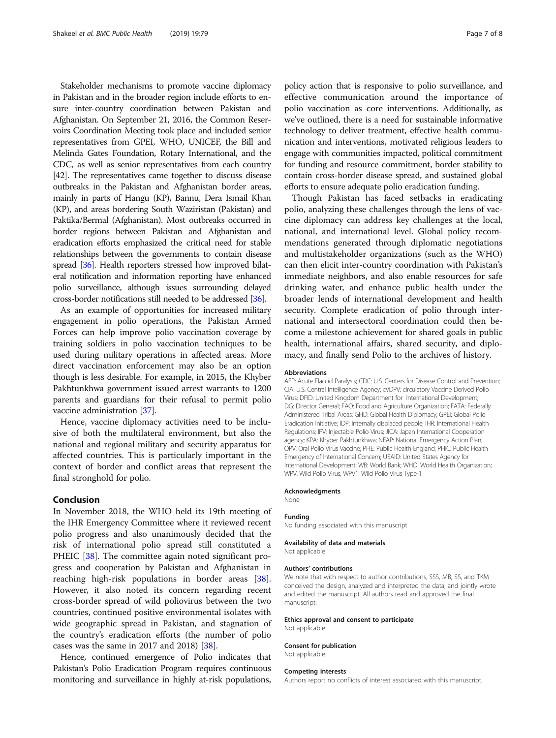Stakeholder mechanisms to promote vaccine diplomacy in Pakistan and in the broader region include efforts to ensure inter-country coordination between Pakistan and Afghanistan. On September 21, 2016, the Common Reservoirs Coordination Meeting took place and included senior representatives from GPEI, WHO, UNICEF, the Bill and Melinda Gates Foundation, Rotary International, and the CDC, as well as senior representatives from each country [42]. The representatives came together to discuss disease outbreaks in the Pakistan and Afghanistan border areas, mainly in parts of Hangu (KP), Bannu, Dera Ismail Khan (KP), and areas bordering South Waziristan (Pakistan) and Paktika/Bermal (Afghanistan). Most outbreaks occurred in border regions between Pakistan and Afghanistan and eradication efforts emphasized the critical need for stable relationships between the governments to contain disease spread [36]. Health reporters stressed how improved bilateral notification and information reporting have enhanced polio surveillance, although issues surrounding delayed cross-border notifications still needed to be addressed [36].

As an example of opportunities for increased military engagement in polio operations, the Pakistan Armed Forces can help improve polio vaccination coverage by training soldiers in polio vaccination techniques to be used during military operations in affected areas. More direct vaccination enforcement may also be an option though is less desirable. For example, in 2015, the Khyber Pakhtunkhwa government issued arrest warrants to 1200 parents and guardians for their refusal to permit polio vaccine administration [37].

Hence, vaccine diplomacy activities need to be inclusive of both the multilateral environment, but also the national and regional military and security apparatus for affected countries. This is particularly important in the context of border and conflict areas that represent the final stronghold for polio.

## Conclusion

In November 2018, the WHO held its 19th meeting of the IHR Emergency Committee where it reviewed recent polio progress and also unanimously decided that the risk of international polio spread still constituted a PHEIC [38]. The committee again noted significant progress and cooperation by Pakistan and Afghanistan in reaching high-risk populations in border areas [38]. However, it also noted its concern regarding recent cross-border spread of wild poliovirus between the two countries, continued positive environmental isolates with wide geographic spread in Pakistan, and stagnation of the country's eradication efforts (the number of polio cases was the same in 2017 and 2018) [38].

Hence, continued emergence of Polio indicates that Pakistan's Polio Eradication Program requires continuous monitoring and surveillance in highly at-risk populations, policy action that is responsive to polio surveillance, and effective communication around the importance of polio vaccination as core interventions. Additionally, as we've outlined, there is a need for sustainable informative technology to deliver treatment, effective health communication and interventions, motivated religious leaders to engage with communities impacted, political commitment for funding and resource commitment, border stability to contain cross-border disease spread, and sustained global efforts to ensure adequate polio eradication funding.

Though Pakistan has faced setbacks in eradicating polio, analyzing these challenges through the lens of vaccine diplomacy can address key challenges at the local, national, and international level. Global policy recommendations generated through diplomatic negotiations and multistakeholder organizations (such as the WHO) can then elicit inter-country coordination with Pakistan's immediate neighbors, and also enable resources for safe drinking water, and enhance public health under the broader lends of international development and health security. Complete eradication of polio through international and intersectoral coordination could then become a milestone achievement for shared goals in public health, international affairs, shared security, and diplomacy, and finally send Polio to the archives of history.

### Abbreviations

AFP: Acute Flaccid Paralysis; CDC: U.S. Centers for Disease Control and Prevention; CIA: U.S. Central Intelligence Agency; cVDPV: circulatory Vaccine Derived Polio Virus; DFID: United Kingdom Department for International Development; DG: Director General; FAO: Food and Agriculture Organization; FATA: Federally Administered Tribal Areas; GHD: Global Health Diplomacy; GPEI: Global Polio Eradication Initiative; IDP: Internally displaced people; IHR: International Health Regulations; IPV: Injectable Polio Virus; JICA: Japan International Cooperation agency; KPA: Khyber Pakhtunkhwa; NEAP: National Emergency Action Plan; OPV: Oral Polio Virus Vaccine; PHE: Public Health England; PHIC: Public Health Emergency of International Concern; USAID: United States Agency for International Development; WB: World Bank; WHO: World Health Organization; WPV: Wild Polio Virus; WPV1: Wild Polio Virus Type-1

### Acknowledgments

None

### Funding

No funding associated with this manuscript

### Availability of data and materials

Not applicable

### Authors' contributions

We note that with respect to author contributions, SSS, MB, SS, and TKM conceived the design, analyzed and interpreted the data, and jointly wrote and edited the manuscript. All authors read and approved the final manuscript.

### Ethics approval and consent to participate

Not applicable

### Consent for publication

Not applicable

### Competing interests

Authors report no conflicts of interest associated with this manuscript.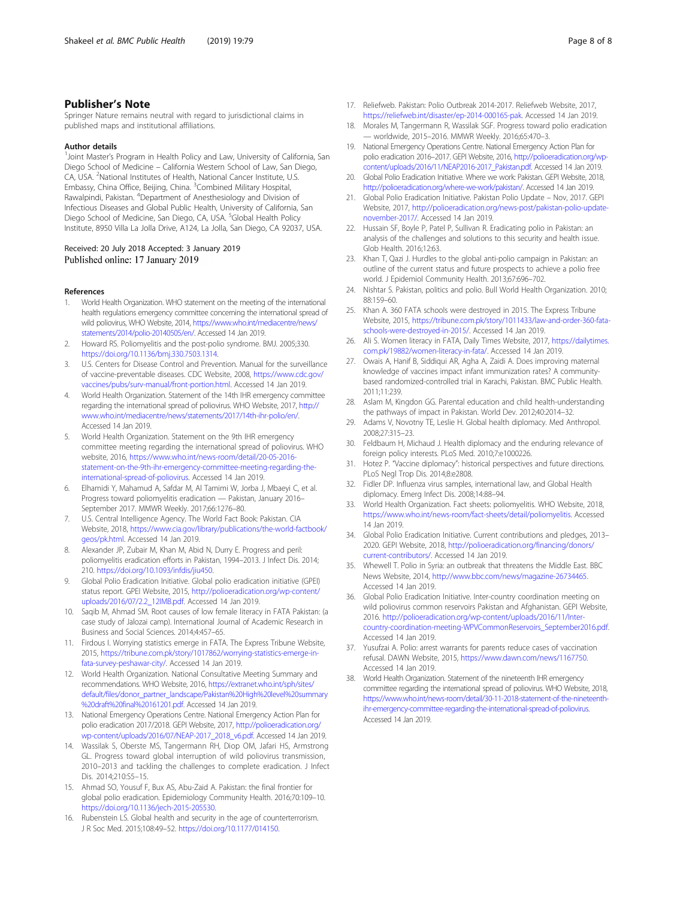## Publisher's Note

Springer Nature remains neutral with regard to jurisdictional claims in published maps and institutional affiliations.

### Author details

[1]Joint Master's Program in Health Policy and Law, University of California, San Diego School of Medicine – California Western School of Law, San Diego, CA, USA. [2]National Institutes of Health, National Cancer Institute, U.S. Embassy, China Office, Beijing, China. [3]Combined Military Hospital, Rawalpindi, Pakistan. [4]Department of Anesthesiology and Division of Infectious Diseases and Global Public Health, University of California, San Diego School of Medicine, San Diego, CA, USA. [5]Global Health Policy Institute, 8950 Villa La Jolla Drive, A124, La Jolla, San Diego, CA 92037, USA.

Received: 20 July 2018 Accepted: 3 January 2019
Published online: 17 January 2019

### References

1. World Health Organization. WHO statement on the meeting of the international health regulations emergency committee concerning the international spread of wild poliovirus, WHO Website, 2014, https://www.who.int/mediacentre/news/statements/2014/polio-20140505/en/. Accessed 14 Jan 2019.
2. Howard RS. Poliomyelitis and the post-polio syndrome. BMJ. 2005;330. https://doi.org/10.1136/bmj.330.7503.1314.
3. U.S. Centers for Disease Control and Prevention. Manual for the surveillance of vaccine-preventable diseases. CDC Website, 2008, https://www.cdc.gov/vaccines/pubs/surv-manual/front-portion.html. Accessed 14 Jan 2019.
4. World Health Organization. Statement of the 14th IHR emergency committee regarding the international spread of poliovirus. WHO Website, 2017, http://www.who.int/mediacentre/news/statements/2017/14th-ihr-polio/en/. Accessed 14 Jan 2019.
5. World Health Organization. Statement on the 9th IHR emergency committee meeting regarding the international spread of poliovirus. WHO website, 2016, https://www.who.int/news-room/detail/20-05-2016-statement-on-the-9th-ihr-emergency-committee-meeting-regarding-the-international-spread-of-poliovirus. Accessed 14 Jan 2019.
6. Elhamidi Y, Mahamud A, Safdar M, Al Tamimi W, Jorba J, Mbaeyi C, et al. Progress toward poliomyelitis eradication — Pakistan, January 2016–September 2017. MMWR Weekly. 2017;66:1276–80.
7. U.S. Central Intelligence Agency. The World Fact Book: Pakistan. CIA Website, 2018, https://www.cia.gov/library/publications/the-world-factbook/geos/pk.html. Accessed 14 Jan 2019.
8. Alexander JP, Zubair M, Khan M, Abid N, Durry E. Progress and peril: poliomyelitis eradication efforts in Pakistan, 1994–2013. J Infect Dis. 2014; 210. https://doi.org/10.1093/infdis/jiu450.
9. Global Polio Eradication Initiative. Global polio eradication initiative (GPEI) status report. GEPI Website, 2015, http://polioeradication.org/wp-content/uploads/2016/07/2.2_12IMB.pdf. Accessed 14 Jan 2019.
10. Saqib M, Ahmad SM. Root causes of low female literacy in FATA Pakistan: (a case study of Jalozai camp). International Journal of Academic Research in Business and Social Sciences. 2014;4:457–65.
11. Firdous I. Worrying statistics emerge in FATA. The Express Tribune Website, 2015, https://tribune.com.pk/story/1017862/worrying-statistics-emerge-in-fata-survey-peshawar-city/. Accessed 14 Jan 2019.
12. World Health Organization. National Consultative Meeting Summary and recommendations. WHO Website, 2016, https://extranet.who.int/sph/sites/default/files/donor_partner_landscape/Pakistan%20High%20level%20summary%20draft%20final%20161201.pdf. Accessed 14 Jan 2019.
13. National Emergency Operations Centre. National Emergency Action Plan for polio eradication 2017/2018. GEPI Website, 2017, http://polioeradication.org/wp-content/uploads/2016/07/NEAP-2017_2018_v6.pdf. Accessed 14 Jan 2019.
14. Wassilak S, Oberste MS, Tangermann RH, Diop OM, Jafari HS, Armstrong GL. Progress toward global interruption of wild poliovirus transmission, 2010–2013 and tackling the challenges to complete eradication. J Infect Dis. 2014;210:S5–15.
15. Ahmad SO, Yousuf F, Bux AS, Abu-Zaid A. Pakistan: the final frontier for global polio eradication. Epidemiology Community Health. 2016;70:109–10. https://doi.org/10.1136/jech-2015-205530.
16. Rubenstein LS. Global health and security in the age of counterterrorism. J R Soc Med. 2015;108:49–52. https://doi.org/10.1177/014150.
17. Reliefweb. Pakistan: Polio Outbreak 2014-2017. Reliefweb Website, 2017, https://reliefweb.int/disaster/ep-2014-000165-pak. Accessed 14 Jan 2019.
18. Morales M, Tangermann R, Wassilak SGF. Progress toward polio eradication — worldwide, 2015–2016. MMWR Weekly. 2016;65:470–3.
19. National Emergency Operations Centre. National Emergency Action Plan for polio eradication 2016–2017. GEPI Website, 2016, http://polioeradication.org/wp-content/uploads/2016/11/NEAP2016-2017_Pakistan.pdf. Accessed 14 Jan 2019.
20. Global Polio Eradication Initiative. Where we work: Pakistan. GEPI Website, 2018, http://polioeradication.org/where-we-work/pakistan/. Accessed 14 Jan 2019.
21. Global Polio Eradication Initiative. Pakistan Polio Update – Nov, 2017. GEPI Website, 2017, http://polioeradication.org/news-post/pakistan-polio-update-november-2017/. Accessed 14 Jan 2019.
22. Hussain SF, Boyle P, Patel P, Sullivan R. Eradicating polio in Pakistan: an analysis of the challenges and solutions to this security and health issue. Glob Health. 2016;12:63.
23. Khan T, Qazi J. Hurdles to the global anti-polio campaign in Pakistan: an outline of the current status and future prospects to achieve a polio free world. J Epidemiol Community Health. 2013;67:696–702.
24. Nishtar S. Pakistan, politics and polio. Bull World Health Organization. 2010; 88:159–60.
25. Khan A. 360 FATA schools were destroyed in 2015. The Express Tribune Website, 2015, https://tribune.com.pk/story/1011433/law-and-order-360-fata-schools-were-destroyed-in-2015/. Accessed 14 Jan 2019.
26. Ali S. Women literacy in FATA, Daily Times Website, 2017, https://dailytimes.com.pk/19882/women-literacy-in-fata/. Accessed 14 Jan 2019.
27. Owais A, Hanif B, Siddiqui AR, Agha A, Zaidi A. Does improving maternal knowledge of vaccines impact infant immunization rates? A community-based randomized-controlled trial in Karachi, Pakistan. BMC Public Health. 2011;11:239.
28. Aslam M, Kingdon GG. Parental education and child health-understanding the pathways of impact in Pakistan. World Dev. 2012;40:2014–32.
29. Adams V, Novotny TE, Leslie H. Global health diplomacy. Med Anthropol. 2008;27:315–23.
30. Feldbaum H, Michaud J. Health diplomacy and the enduring relevance of foreign policy interests. PLoS Med. 2010;7:e1000226.
31. Hotez P. "Vaccine diplomacy": historical perspectives and future directions. PLoS Negl Trop Dis. 2014;8:e2808.
32. Fidler DP. Influenza virus samples, international law, and Global Health diplomacy. Emerg Infect Dis. 2008;14:88–94.
33. World Health Organization. Fact sheets: poliomyelitis. WHO Website, 2018, https://www.who.int/news-room/fact-sheets/detail/poliomyelitis. Accessed 14 Jan 2019.
34. Global Polio Eradication Initiative. Current contributions and pledges, 2013–2020. GEPI Website, 2018, http://polioeradication.org/financing/donors/current-contributors/. Accessed 14 Jan 2019.
35. Whewell T. Polio in Syria: an outbreak that threatens the Middle East. BBC News Website, 2014, http://www.bbc.com/news/magazine-26734465. Accessed 14 Jan 2019.
36. Global Polio Eradication Initiative. Inter-country coordination meeting on wild poliovirus common reservoirs Pakistan and Afghanistan. GEPI Website, 2016. http://polioeradication.org/wp-content/uploads/2016/11/Inter-country-coordination-meeting-WPVCommonReservoirs_September2016.pdf. Accessed 14 Jan 2019.
37. Yusufzai A. Polio: arrest warrants for parents reduce cases of vaccination refusal. DAWN Website, 2015, https://www.dawn.com/news/1167750. Accessed 14 Jan 2019.
38. World Health Organization. Statement of the nineteenth IHR emergency committee regarding the international spread of poliovirus. WHO Website, 2018, https://www.who.int/news-room/detail/30-11-2018-statement-of-the-nineteenth-ihr-emergency-committee-regarding-the-international-spread-of-poliovirus. Accessed 14 Jan 2019.